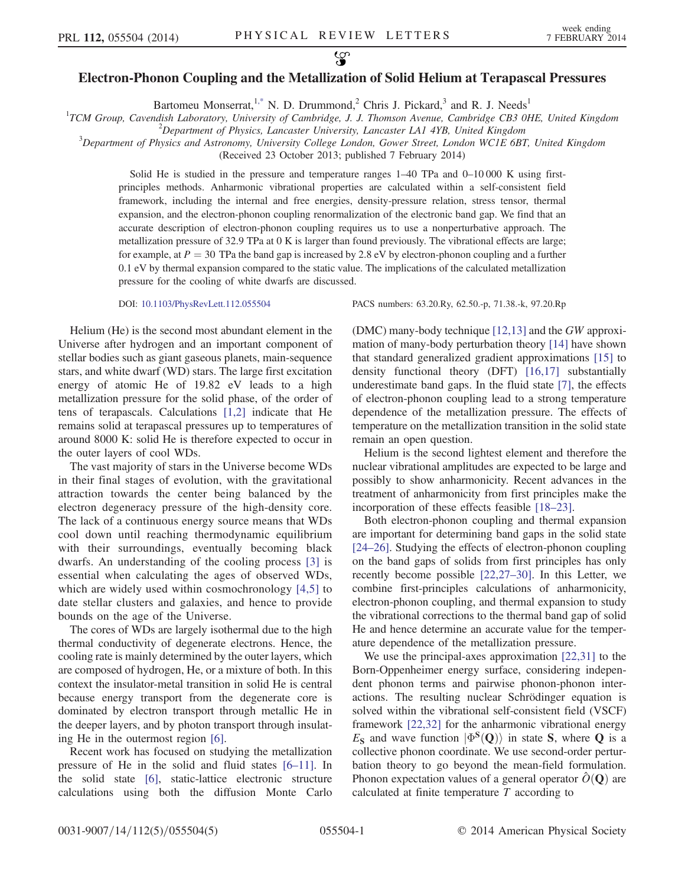# Electron-Phonon Coupling and the Metallization of Solid Helium at Terapascal Pressures

Bartomeu Monserrat,[1,*] N. D. Drummond,[2] Chris J. Pickard,[3] and R. J. Needs[1]

[1]TCM Group, Cavendish Laboratory, University of Cambridge, J. J. Thomson Avenue, Cambridge CB3 0HE, United Kingdom
[2]Department of Physics, Lancaster University, Lancaster LA1 4YB, United Kingdom
[3]Department of Physics and Astronomy, University College London, Gower Street, London WC1E 6BT, United Kingdom

(Received 23 October 2013; published 7 February 2014)

Solid He is studied in the pressure and temperature ranges 1–40 TPa and 0–10 000 K using first-principles methods. Anharmonic vibrational properties are calculated within a self-consistent field framework, including the internal and free energies, density-pressure relation, stress tensor, thermal expansion, and the electron-phonon coupling renormalization of the electronic band gap. We find that an accurate description of electron-phonon coupling requires us to use a nonperturbative approach. The metallization pressure of 32.9 TPa at 0 K is larger than found previously. The vibrational effects are large; for example, at $P = 30$ TPa the band gap is increased by 2.8 eV by electron-phonon coupling and a further 0.1 eV by thermal expansion compared to the static value. The implications of the calculated metallization pressure for the cooling of white dwarfs are discussed.

DOI: 10.1103/PhysRevLett.112.055504 PACS numbers: 63.20.Ry, 62.50.-p, 71.38.-k, 97.20.Rp

Helium (He) is the second most abundant element in the Universe after hydrogen and an important component of stellar bodies such as giant gaseous planets, main-sequence stars, and white dwarf (WD) stars. The large first excitation energy of atomic He of 19.82 eV leads to a high metallization pressure for the solid phase, of the order of tens of terapascals. Calculations [1,2] indicate that He remains solid at terapascal pressures up to temperatures of around 8000 K: solid He is therefore expected to occur in the outer layers of cool WDs.

The vast majority of stars in the Universe become WDs in their final stages of evolution, with the gravitational attraction towards the center being balanced by the electron degeneracy pressure of the high-density core. The lack of a continuous energy source means that WDs cool down until reaching thermodynamic equilibrium with their surroundings, eventually becoming black dwarfs. An understanding of the cooling process [3] is essential when calculating the ages of observed WDs, which are widely used within cosmochronology [4,5] to date stellar clusters and galaxies, and hence to provide bounds on the age of the Universe.

The cores of WDs are largely isothermal due to the high thermal conductivity of degenerate electrons. Hence, the cooling rate is mainly determined by the outer layers, which are composed of hydrogen, He, or a mixture of both. In this context the insulator-metal transition in solid He is central because energy transport from the degenerate core is dominated by electron transport through metallic He in the deeper layers, and by photon transport through insulating He in the outermost region [6].

Recent work has focused on studying the metallization pressure of He in the solid and fluid states [6–11]. In the solid state [6], static-lattice electronic structure calculations using both the diffusion Monte Carlo (DMC) many-body technique [12,13] and the *GW* approximation of many-body perturbation theory [14] have shown that standard generalized gradient approximations [15] to density functional theory (DFT) [16,17] substantially underestimate band gaps. In the fluid state [7], the effects of electron-phonon coupling lead to a strong temperature dependence of the metallization pressure. The effects of temperature on the metallization transition in the solid state remain an open question.

Helium is the second lightest element and therefore the nuclear vibrational amplitudes are expected to be large and possibly to show anharmonicity. Recent advances in the treatment of anharmonicity from first principles make the incorporation of these effects feasible [18–23].

Both electron-phonon coupling and thermal expansion are important for determining band gaps in the solid state [24–26]. Studying the effects of electron-phonon coupling on the band gaps of solids from first principles has only recently become possible [22,27–30]. In this Letter, we combine first-principles calculations of anharmonicity, electron-phonon coupling, and thermal expansion to study the vibrational corrections to the thermal band gap of solid He and hence determine an accurate value for the temperature dependence of the metallization pressure.

We use the principal-axes approximation [22,31] to the Born-Oppenheimer energy surface, considering independent phonon terms and pairwise phonon-phonon interactions. The resulting nuclear Schrödinger equation is solved within the vibrational self-consistent field (VSCF) framework [22,32] for the anharmonic vibrational energy $E_{\mathbf{S}}$ and wave function $|\Phi^{\mathbf{S}}(\mathbf{Q})\rangle$ in state $\mathbf{S}$, where $\mathbf{Q}$ is a collective phonon coordinate. We use second-order perturbation theory to go beyond the mean-field formulation. Phonon expectation values of a general operator $\hat{O}(\mathbf{Q})$ are calculated at finite temperature $T$ according to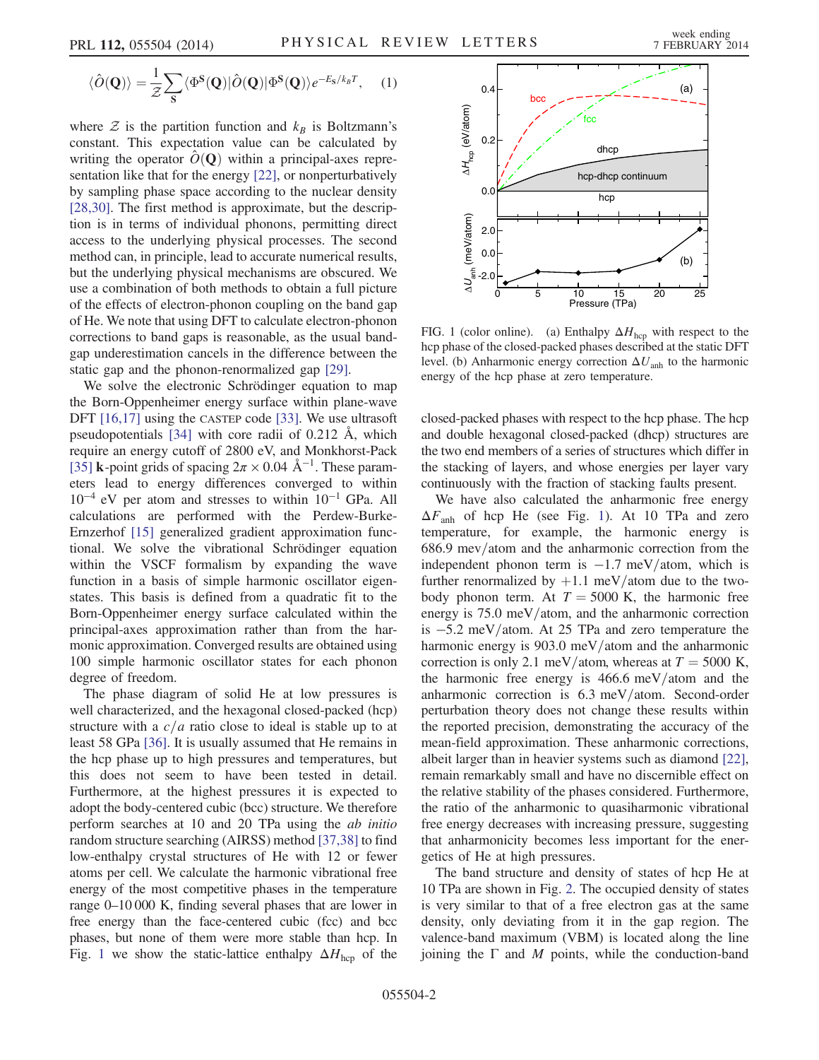$$\langle \hat{O}(\mathbf{Q}) \rangle = \frac{1}{\mathcal{Z}} \sum_{\mathbf{S}} \langle \Phi^{\mathbf{S}}(\mathbf{Q}) | \hat{O}(\mathbf{Q}) | \Phi^{\mathbf{S}}(\mathbf{Q}) \rangle e^{-E_{\mathbf{S}}/k_B T}, \quad (1)$$

where $\mathcal{Z}$ is the partition function and $k_B$ is Boltzmann's constant. This expectation value can be calculated by writing the operator $\hat{O}(\mathbf{Q})$ within a principal-axes representation like that for the energy [22], or nonperturbatively by sampling phase space according to the nuclear density [28,30]. The first method is approximate, but the description is in terms of individual phonons, permitting direct access to the underlying physical processes. The second method can, in principle, lead to accurate numerical results, but the underlying physical mechanisms are obscured. We use a combination of both methods to obtain a full picture of the effects of electron-phonon coupling on the band gap of He. We note that using DFT to calculate electron-phonon corrections to band gaps is reasonable, as the usual band-gap underestimation cancels in the difference between the static gap and the phonon-renormalized gap [29].

We solve the electronic Schrödinger equation to map the Born-Oppenheimer energy surface within plane-wave DFT [16,17] using the CASTEP code [33]. We use ultrasoft pseudopotentials [34] with core radii of 0.212 Å, which require an energy cutoff of 2800 eV, and Monkhorst-Pack [35] $\mathbf{k}$-point grids of spacing $2\pi \times 0.04$ Å$^{-1}$. These parameters lead to energy differences converged to within $10^{-4}$ eV per atom and stresses to within $10^{-1}$ GPa. All calculations are performed with the Perdew-Burke-Ernzerhof [15] generalized gradient approximation functional. We solve the vibrational Schrödinger equation within the VSCF formalism by expanding the wave function in a basis of simple harmonic oscillator eigenstates. This basis is defined from a quadratic fit to the Born-Oppenheimer energy surface calculated within the principal-axes approximation rather than from the harmonic approximation. Converged results are obtained using 100 simple harmonic oscillator states for each phonon degree of freedom.

The phase diagram of solid He at low pressures is well characterized, and the hexagonal closed-packed (hcp) structure with a $c/a$ ratio close to ideal is stable up to at least 58 GPa [36]. It is usually assumed that He remains in the hcp phase up to high pressures and temperatures, but this does not seem to have been tested in detail. Furthermore, at the highest pressures it is expected to adopt the body-centered cubic (bcc) structure. We therefore perform searches at 10 and 20 TPa using the *ab initio* random structure searching (AIRSS) method [37,38] to find low-enthalpy crystal structures of He with 12 or fewer atoms per cell. We calculate the harmonic vibrational free energy of the most competitive phases in the temperature range 0–10 000 K, finding several phases that are lower in free energy than the face-centered cubic (fcc) and bcc phases, but none of them were more stable than hcp. In Fig. 1 we show the static-lattice enthalpy $\Delta H_{\text{hcp}}$ of the closed-packed phases with respect to the hcp phase. The hcp and double hexagonal closed-packed (dhcp) structures are the two end members of a series of structures which differ in the stacking of layers, and whose energies per layer vary continuously with the fraction of stacking faults present.

FIG. 1 (color online). (a) Enthalpy $\Delta H_{\text{hcp}}$ with respect to the hcp phase of the closed-packed phases described at the static DFT level. (b) Anharmonic energy correction $\Delta U_{\text{anh}}$ to the harmonic energy of the hcp phase at zero temperature.

We have also calculated the anharmonic free energy $\Delta F_{\text{anh}}$ of hcp He (see Fig. 1). At 10 TPa and zero temperature, for example, the harmonic energy is 686.9 mev/atom and the anharmonic correction from the independent phonon term is $-1.7$ meV/atom, which is further renormalized by $+1.1$ meV/atom due to the two-body phonon term. At $T = 5000$ K, the harmonic free energy is 75.0 meV/atom, and the anharmonic correction is $-5.2$ meV/atom. At 25 TPa and zero temperature the harmonic energy is 903.0 meV/atom and the anharmonic correction is only 2.1 meV/atom, whereas at $T = 5000$ K, the harmonic free energy is 466.6 meV/atom and the anharmonic correction is 6.3 meV/atom. Second-order perturbation theory does not change these results within the reported precision, demonstrating the accuracy of the mean-field approximation. These anharmonic corrections, albeit larger than in heavier systems such as diamond [22], remain remarkably small and have no discernible effect on the relative stability of the phases considered. Furthermore, the ratio of the anharmonic to quasiharmonic vibrational free energy decreases with increasing pressure, suggesting that anharmonicity becomes less important for the energetics of He at high pressures.

The band structure and density of states of hcp He at 10 TPa are shown in Fig. 2. The occupied density of states is very similar to that of a free electron gas at the same density, only deviating from it in the gap region. The valence-band maximum (VBM) is located along the line joining the $\Gamma$ and $M$ points, while the conduction-band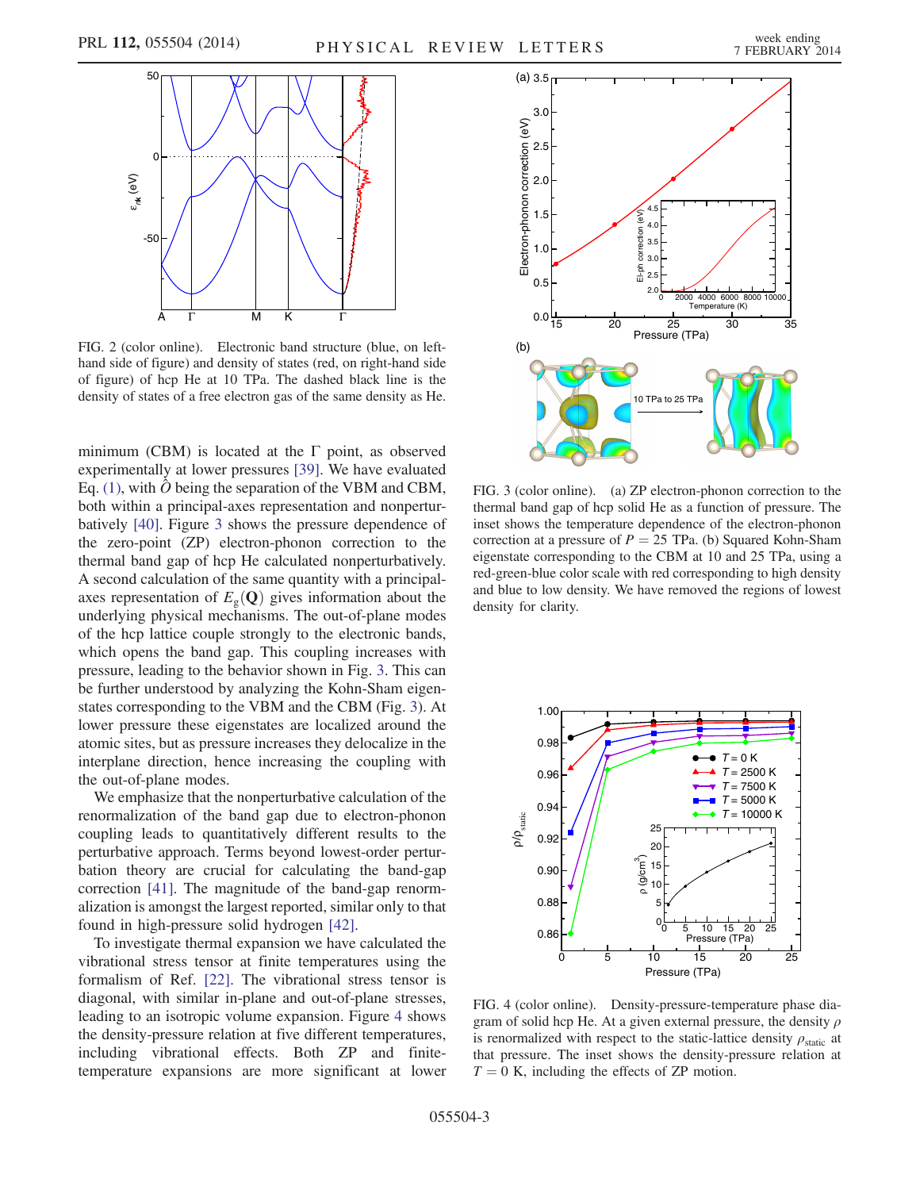FIG. 2 (color online). Electronic band structure (blue, on left-hand side of figure) and density of states (red, on right-hand side of figure) of hcp He at 10 TPa. The dashed black line is the density of states of a free electron gas of the same density as He.

minimum (CBM) is located at the Γ point, as observed experimentally at lower pressures [39]. We have evaluated Eq. (1), with $\hat{O}$ being the separation of the VBM and CBM, both within a principal-axes representation and nonperturbatively [40]. Figure 3 shows the pressure dependence of the zero-point (ZP) electron-phonon correction to the thermal band gap of hcp He calculated nonperturbatively. A second calculation of the same quantity with a principal-axes representation of $E_g(\mathbf{Q})$ gives information about the underlying physical mechanisms. The out-of-plane modes of the hcp lattice couple strongly to the electronic bands, which opens the band gap. This coupling increases with pressure, leading to the behavior shown in Fig. 3. This can be further understood by analyzing the Kohn-Sham eigenstates corresponding to the VBM and the CBM (Fig. 3). At lower pressure these eigenstates are localized around the atomic sites, but as pressure increases they delocalize in the interplane direction, hence increasing the coupling with the out-of-plane modes.

We emphasize that the nonperturbative calculation of the renormalization of the band gap due to electron-phonon coupling leads to quantitatively different results to the perturbative approach. Terms beyond lowest-order perturbation theory are crucial for calculating the band-gap correction [41]. The magnitude of the band-gap renormalization is amongst the largest reported, similar only to that found in high-pressure solid hydrogen [42].

To investigate thermal expansion we have calculated the vibrational stress tensor at finite temperatures using the formalism of Ref. [22]. The vibrational stress tensor is diagonal, with similar in-plane and out-of-plane stresses, leading to an isotropic volume expansion. Figure 4 shows the density-pressure relation at five different temperatures, including vibrational effects. Both ZP and finite-temperature expansions are more significant at lower

FIG. 3 (color online). (a) ZP electron-phonon correction to the thermal band gap of hcp solid He as a function of pressure. The inset shows the temperature dependence of the electron-phonon correction at a pressure of $P = 25$ TPa. (b) Squared Kohn-Sham eigenstate corresponding to the CBM at 10 and 25 TPa, using a red-green-blue color scale with red corresponding to high density and blue to low density. We have removed the regions of lowest density for clarity.

FIG. 4 (color online). Density-pressure-temperature phase diagram of solid hcp He. At a given external pressure, the density $\rho$ is renormalized with respect to the static-lattice density $\rho_{\mathrm{static}}$ at that pressure. The inset shows the density-pressure relation at $T = 0$ K, including the effects of ZP motion.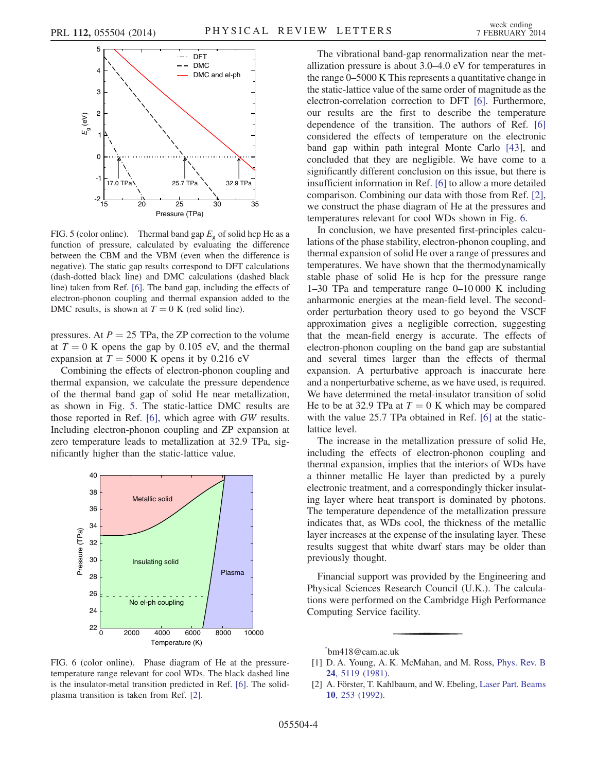FIG. 5 (color online). Thermal band gap $E_g$ of solid hcp He as a function of pressure, calculated by evaluating the difference between the CBM and the VBM (even when the difference is negative). The static gap results correspond to DFT calculations (dash-dotted black line) and DMC calculations (dashed black line) taken from Ref. [6]. The band gap, including the effects of electron-phonon coupling and thermal expansion added to the DMC results, is shown at $T = 0$ K (red solid line).

pressures. At $P = 25$ TPa, the ZP correction to the volume at $T = 0$ K opens the gap by 0.105 eV, and the thermal expansion at $T = 5000$ K opens it by 0.216 eV

Combining the effects of electron-phonon coupling and thermal expansion, we calculate the pressure dependence of the thermal band gap of solid He near metallization, as shown in Fig. 5. The static-lattice DMC results are those reported in Ref. [6], which agree with *GW* results. Including electron-phonon coupling and ZP expansion at zero temperature leads to metallization at 32.9 TPa, significantly higher than the static-lattice value.

FIG. 6 (color online). Phase diagram of He at the pressure-temperature range relevant for cool WDs. The black dashed line is the insulator-metal transition predicted in Ref. [6]. The solid-plasma transition is taken from Ref. [2].

The vibrational band-gap renormalization near the metallization pressure is about 3.0–4.0 eV for temperatures in the range 0–5000 K This represents a quantitative change in the static-lattice value of the same order of magnitude as the electron-correlation correction to DFT [6]. Furthermore, our results are the first to describe the temperature dependence of the transition. The authors of Ref. [6] considered the effects of temperature on the electronic band gap within path integral Monte Carlo [43], and concluded that they are negligible. We have come to a significantly different conclusion on this issue, but there is insufficient information in Ref. [6] to allow a more detailed comparison. Combining our data with those from Ref. [2], we construct the phase diagram of He at the pressures and temperatures relevant for cool WDs shown in Fig. 6.

In conclusion, we have presented first-principles calculations of the phase stability, electron-phonon coupling, and thermal expansion of solid He over a range of pressures and temperatures. We have shown that the thermodynamically stable phase of solid He is hcp for the pressure range 1–30 TPa and temperature range 0–10 000 K including anharmonic energies at the mean-field level. The second-order perturbation theory used to go beyond the VSCF approximation gives a negligible correction, suggesting that the mean-field energy is accurate. The effects of electron-phonon coupling on the band gap are substantial and several times larger than the effects of thermal expansion. A perturbative approach is inaccurate here and a nonperturbative scheme, as we have used, is required. We have determined the metal-insulator transition of solid He to be at 32.9 TPa at $T = 0$ K which may be compared with the value 25.7 TPa obtained in Ref. [6] at the static-lattice level.

The increase in the metallization pressure of solid He, including the effects of electron-phonon coupling and thermal expansion, implies that the interiors of WDs have a thinner metallic He layer than predicted by a purely electronic treatment, and a correspondingly thicker insulating layer where heat transport is dominated by photons. The temperature dependence of the metallization pressure indicates that, as WDs cool, the thickness of the metallic layer increases at the expense of the insulating layer. These results suggest that white dwarf stars may be older than previously thought.

Financial support was provided by the Engineering and Physical Sciences Research Council (U.K.). The calculations were performed on the Cambridge High Performance Computing Service facility.

---

*bm418@cam.ac.uk

[1] D. A. Young, A. K. McMahan, and M. Ross, Phys. Rev. B **24**, 5119 (1981).

[2] A. Förster, T. Kahlbaum, and W. Ebeling, Laser Part. Beams **10**, 253 (1992).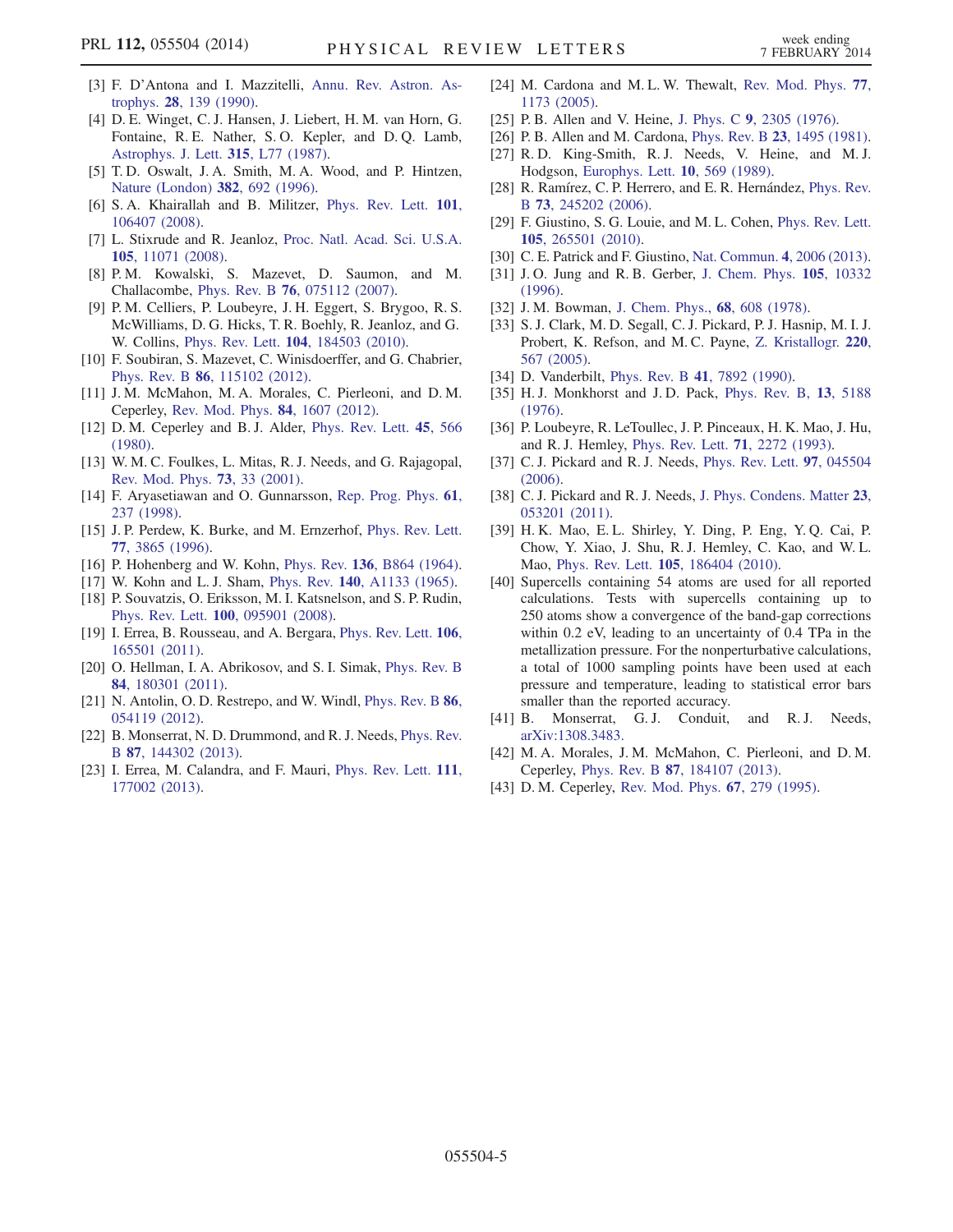[3] F. D'Antona and I. Mazzitelli, Annu. Rev. Astron. Astrophys. **28**, 139 (1990).

[4] D. E. Winget, C. J. Hansen, J. Liebert, H. M. van Horn, G. Fontaine, R. E. Nather, S. O. Kepler, and D. Q. Lamb, Astrophys. J. Lett. **315**, L77 (1987).

[5] T. D. Oswalt, J. A. Smith, M. A. Wood, and P. Hintzen, Nature (London) **382**, 692 (1996).

[6] S. A. Khairallah and B. Militzer, Phys. Rev. Lett. **101**, 106407 (2008).

[7] L. Stixrude and R. Jeanloz, Proc. Natl. Acad. Sci. U.S.A. **105**, 11071 (2008).

[8] P. M. Kowalski, S. Mazevet, D. Saumon, and M. Challacombe, Phys. Rev. B **76**, 075112 (2007).

[9] P. M. Celliers, P. Loubeyre, J. H. Eggert, S. Brygoo, R. S. McWilliams, D. G. Hicks, T. R. Boehly, R. Jeanloz, and G. W. Collins, Phys. Rev. Lett. **104**, 184503 (2010).

[10] F. Soubiran, S. Mazevet, C. Winisdoerffer, and G. Chabrier, Phys. Rev. B **86**, 115102 (2012).

[11] J. M. McMahon, M. A. Morales, C. Pierleoni, and D. M. Ceperley, Rev. Mod. Phys. **84**, 1607 (2012).

[12] D. M. Ceperley and B. J. Alder, Phys. Rev. Lett. **45**, 566 (1980).

[13] W. M. C. Foulkes, L. Mitas, R. J. Needs, and G. Rajagopal, Rev. Mod. Phys. **73**, 33 (2001).

[14] F. Aryasetiawan and O. Gunnarsson, Rep. Prog. Phys. **61**, 237 (1998).

[15] J. P. Perdew, K. Burke, and M. Ernzerhof, Phys. Rev. Lett. **77**, 3865 (1996).

[16] P. Hohenberg and W. Kohn, Phys. Rev. **136**, B864 (1964).

[17] W. Kohn and L. J. Sham, Phys. Rev. **140**, A1133 (1965).

[18] P. Souvatzis, O. Eriksson, M. I. Katsnelson, and S. P. Rudin, Phys. Rev. Lett. **100**, 095901 (2008).

[19] I. Errea, B. Rousseau, and A. Bergara, Phys. Rev. Lett. **106**, 165501 (2011).

[20] O. Hellman, I. A. Abrikosov, and S. I. Simak, Phys. Rev. B **84**, 180301 (2011).

[21] N. Antolin, O. D. Restrepo, and W. Windl, Phys. Rev. B **86**, 054119 (2012).

[22] B. Monserrat, N. D. Drummond, and R. J. Needs, Phys. Rev. B **87**, 144302 (2013).

[23] I. Errea, M. Calandra, and F. Mauri, Phys. Rev. Lett. **111**, 177002 (2013).

[24] M. Cardona and M. L. W. Thewalt, Rev. Mod. Phys. **77**, 1173 (2005).

[25] P. B. Allen and V. Heine, J. Phys. C **9**, 2305 (1976).

[26] P. B. Allen and M. Cardona, Phys. Rev. B **23**, 1495 (1981).

[27] R. D. King-Smith, R. J. Needs, V. Heine, and M. J. Hodgson, Europhys. Lett. **10**, 569 (1989).

[28] R. Ramírez, C. P. Herrero, and E. R. Hernández, Phys. Rev. B **73**, 245202 (2006).

[29] F. Giustino, S. G. Louie, and M. L. Cohen, Phys. Rev. Lett. **105**, 265501 (2010).

[30] C. E. Patrick and F. Giustino, Nat. Commun. **4**, 2006 (2013).

[31] J. O. Jung and R. B. Gerber, J. Chem. Phys. **105**, 10332 (1996).

[32] J. M. Bowman, J. Chem. Phys., **68**, 608 (1978).

[33] S. J. Clark, M. D. Segall, C. J. Pickard, P. J. Hasnip, M. I. J. Probert, K. Refson, and M. C. Payne, Z. Kristallogr. **220**, 567 (2005).

[34] D. Vanderbilt, Phys. Rev. B **41**, 7892 (1990).

[35] H. J. Monkhorst and J. D. Pack, Phys. Rev. B, **13**, 5188 (1976).

[36] P. Loubeyre, R. LeToullec, J. P. Pinceaux, H. K. Mao, J. Hu, and R. J. Hemley, Phys. Rev. Lett. **71**, 2272 (1993).

[37] C. J. Pickard and R. J. Needs, Phys. Rev. Lett. **97**, 045504 (2006).

[38] C. J. Pickard and R. J. Needs, J. Phys. Condens. Matter **23**, 053201 (2011).

[39] H. K. Mao, E. L. Shirley, Y. Ding, P. Eng, Y. Q. Cai, P. Chow, Y. Xiao, J. Shu, R. J. Hemley, C. Kao, and W. L. Mao, Phys. Rev. Lett. **105**, 186404 (2010).

[40] Supercells containing 54 atoms are used for all reported calculations. Tests with supercells containing up to 250 atoms show a convergence of the band-gap corrections within 0.2 eV, leading to an uncertainty of 0.4 TPa in the metallization pressure. For the nonperturbative calculations, a total of 1000 sampling points have been used at each pressure and temperature, leading to statistical error bars smaller than the reported accuracy.

[41] B. Monserrat, G. J. Conduit, and R. J. Needs, arXiv:1308.3483.

[42] M. A. Morales, J. M. McMahon, C. Pierleoni, and D. M. Ceperley, Phys. Rev. B **87**, 184107 (2013).

[43] D. M. Ceperley, Rev. Mod. Phys. **67**, 279 (1995).